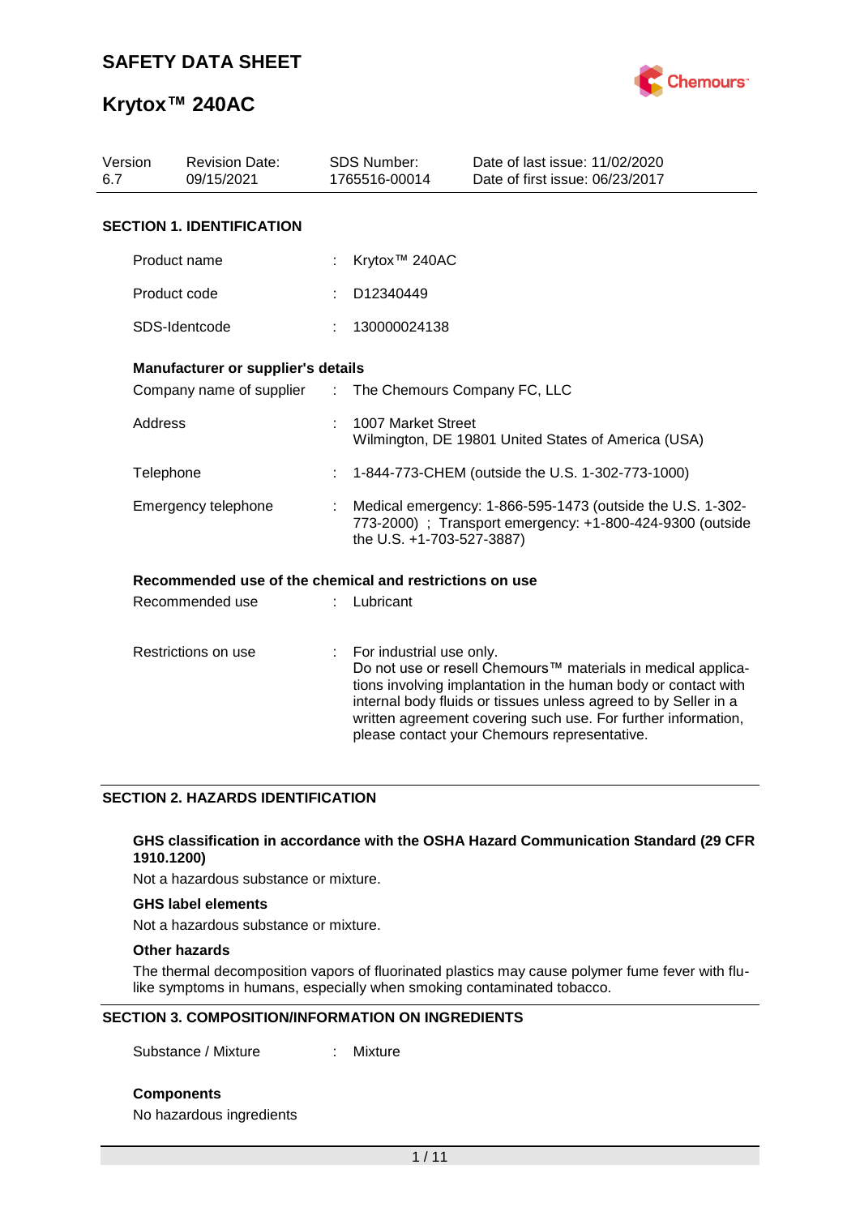# SAFETY DATA SHEET

# Krytox™ 240AC

| Version | Revision Date: | SDS Number: | Date of last issue: 11/02/2020 |
|---|---|---|---|
| 6.7 | 09/15/2021 | 1765516-00014 | Date of first issue: 06/23/2017 |

## SECTION 1. IDENTIFICATION

Product name : Krytox™ 240AC

Product code : D12340449

SDS-Identcode : 130000024138

### Manufacturer or supplier's details

Company name of supplier : The Chemours Company FC, LLC

Address : 1007 Market Street
Wilmington, DE 19801 United States of America (USA)

Telephone : 1-844-773-CHEM (outside the U.S. 1-302-773-1000)

Emergency telephone : Medical emergency: 1-866-595-1473 (outside the U.S. 1-302-773-2000) ; Transport emergency: +1-800-424-9300 (outside the U.S. +1-703-527-3887)

### Recommended use of the chemical and restrictions on use

Recommended use : Lubricant

Restrictions on use : For industrial use only.
Do not use or resell Chemours™ materials in medical applications involving implantation in the human body or contact with internal body fluids or tissues unless agreed to by Seller in a written agreement covering such use. For further information, please contact your Chemours representative.

## SECTION 2. HAZARDS IDENTIFICATION

### GHS classification in accordance with the OSHA Hazard Communication Standard (29 CFR 1910.1200)

Not a hazardous substance or mixture.

### GHS label elements

Not a hazardous substance or mixture.

### Other hazards

The thermal decomposition vapors of fluorinated plastics may cause polymer fume fever with flu-like symptoms in humans, especially when smoking contaminated tobacco.

## SECTION 3. COMPOSITION/INFORMATION ON INGREDIENTS

Substance / Mixture : Mixture

### Components

No hazardous ingredients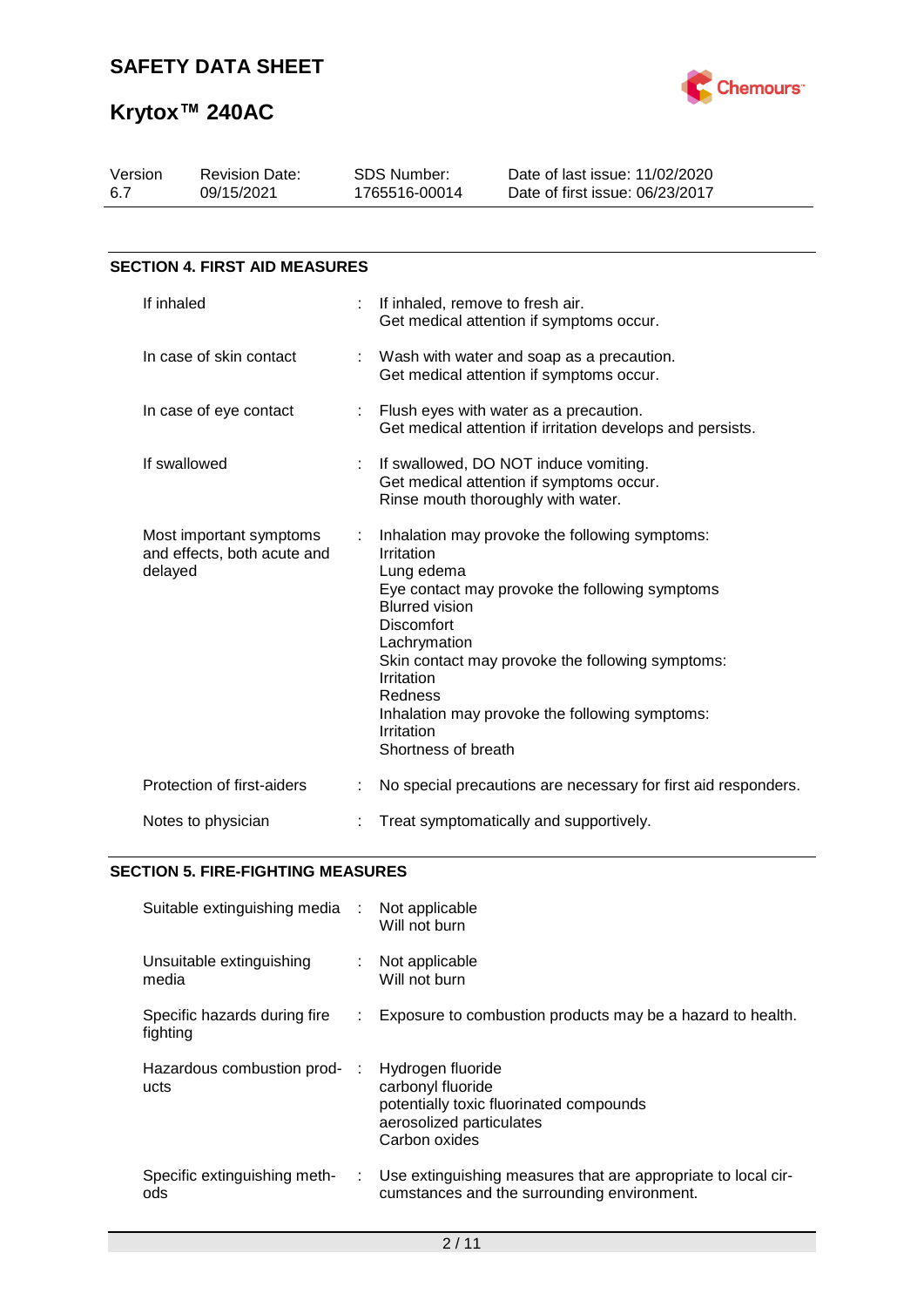## SECTION 4. FIRST AID MEASURES

| | |
|---|---|
| If inhaled | If inhaled, remove to fresh air.<br>Get medical attention if symptoms occur. |
| In case of skin contact | Wash with water and soap as a precaution.<br>Get medical attention if symptoms occur. |
| In case of eye contact | Flush eyes with water as a precaution.<br>Get medical attention if irritation develops and persists. |
| If swallowed | If swallowed, DO NOT induce vomiting.<br>Get medical attention if symptoms occur.<br>Rinse mouth thoroughly with water. |
| Most important symptoms and effects, both acute and delayed | Inhalation may provoke the following symptoms:<br>Irritation<br>Lung edema<br>Eye contact may provoke the following symptoms<br>Blurred vision<br>Discomfort<br>Lachrymation<br>Skin contact may provoke the following symptoms:<br>Irritation<br>Redness<br>Inhalation may provoke the following symptoms:<br>Irritation<br>Shortness of breath |
| Protection of first-aiders | No special precautions are necessary for first aid responders. |
| Notes to physician | Treat symptomatically and supportively. |

## SECTION 5. FIRE-FIGHTING MEASURES

| | |
|---|---|
| Suitable extinguishing media | Not applicable<br>Will not burn |
| Unsuitable extinguishing media | Not applicable<br>Will not burn |
| Specific hazards during fire fighting | Exposure to combustion products may be a hazard to health. |
| Hazardous combustion products | Hydrogen fluoride<br>carbonyl fluoride<br>potentially toxic fluorinated compounds<br>aerosolized particulates<br>Carbon oxides |
| Specific extinguishing methods | Use extinguishing measures that are appropriate to local circumstances and the surrounding environment. |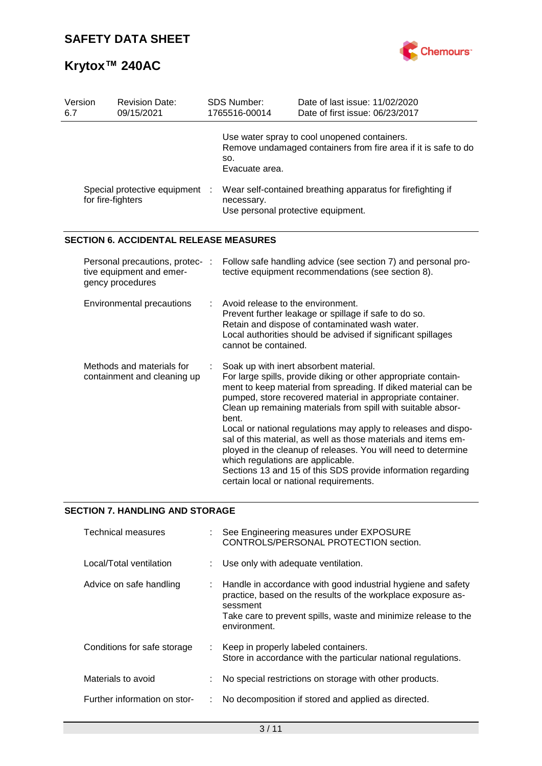| Version 6.7 | Revision Date: 09/15/2021 | SDS Number: 1765516-00014 | Date of last issue: 11/02/2020<br>Date of first issue: 06/23/2017 |
|---|---|---|---|

Use water spray to cool unopened containers.
Remove undamaged containers from fire area if it is safe to do so.
Evacuate area.

Special protective equipment for fire-fighters : Wear self-contained breathing apparatus for firefighting if necessary.
Use personal protective equipment.

## SECTION 6. ACCIDENTAL RELEASE MEASURES

Personal precautions, protective equipment and emergency procedures : Follow safe handling advice (see section 7) and personal protective equipment recommendations (see section 8).

Environmental precautions : Avoid release to the environment.
Prevent further leakage or spillage if safe to do so.
Retain and dispose of contaminated wash water.
Local authorities should be advised if significant spillages cannot be contained.

Methods and materials for containment and cleaning up : Soak up with inert absorbent material.
For large spills, provide diking or other appropriate containment to keep material from spreading. If diked material can be pumped, store recovered material in appropriate container.
Clean up remaining materials from spill with suitable absorbent.
Local or national regulations may apply to releases and disposal of this material, as well as those materials and items employed in the cleanup of releases. You will need to determine which regulations are applicable.
Sections 13 and 15 of this SDS provide information regarding certain local or national requirements.

## SECTION 7. HANDLING AND STORAGE

Technical measures : See Engineering measures under EXPOSURE CONTROLS/PERSONAL PROTECTION section.

Local/Total ventilation : Use only with adequate ventilation.

Advice on safe handling : Handle in accordance with good industrial hygiene and safety practice, based on the results of the workplace exposure assessment
Take care to prevent spills, waste and minimize release to the environment.

Conditions for safe storage : Keep in properly labeled containers.
Store in accordance with the particular national regulations.

Materials to avoid : No special restrictions on storage with other products.

Further information on stor- : No decomposition if stored and applied as directed.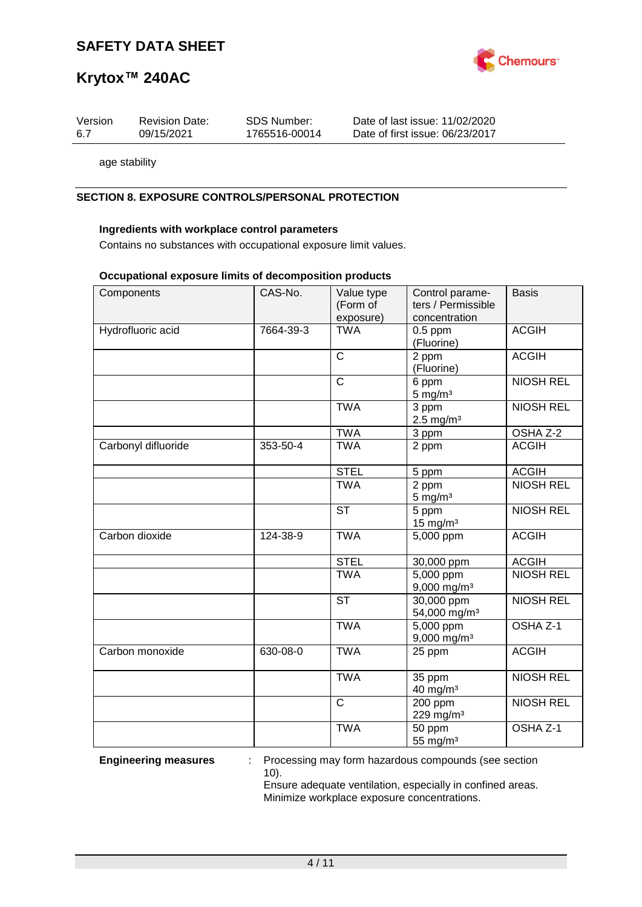age stability

## SECTION 8. EXPOSURE CONTROLS/PERSONAL PROTECTION

**Ingredients with workplace control parameters**

Contains no substances with occupational exposure limit values.

**Occupational exposure limits of decomposition products**

| Components | CAS-No. | Value type (Form of exposure) | Control parameters / Permissible concentration | Basis |
|---|---|---|---|---|
| Hydrofluoric acid | 7664-39-3 | TWA | 0.5 ppm (Fluorine) | ACGIH |
| | | C | 2 ppm (Fluorine) | ACGIH |
| | | C | 6 ppm 5 mg/m³ | NIOSH REL |
| | | TWA | 3 ppm 2.5 mg/m³ | NIOSH REL |
| | | TWA | 3 ppm | OSHA Z-2 |
| Carbonyl difluoride | 353-50-4 | TWA | 2 ppm | ACGIH |
| | | STEL | 5 ppm | ACGIH |
| | | TWA | 2 ppm 5 mg/m³ | NIOSH REL |
| | | ST | 5 ppm 15 mg/m³ | NIOSH REL |
| Carbon dioxide | 124-38-9 | TWA | 5,000 ppm | ACGIH |
| | | STEL | 30,000 ppm | ACGIH |
| | | TWA | 5,000 ppm 9,000 mg/m³ | NIOSH REL |
| | | ST | 30,000 ppm 54,000 mg/m³ | NIOSH REL |
| | | TWA | 5,000 ppm 9,000 mg/m³ | OSHA Z-1 |
| Carbon monoxide | 630-08-0 | TWA | 25 ppm | ACGIH |
| | | TWA | 35 ppm 40 mg/m³ | NIOSH REL |
| | | C | 200 ppm 229 mg/m³ | NIOSH REL |
| | | TWA | 50 ppm 55 mg/m³ | OSHA Z-1 |

**Engineering measures** : Processing may form hazardous compounds (see section 10).
Ensure adequate ventilation, especially in confined areas.
Minimize workplace exposure concentrations.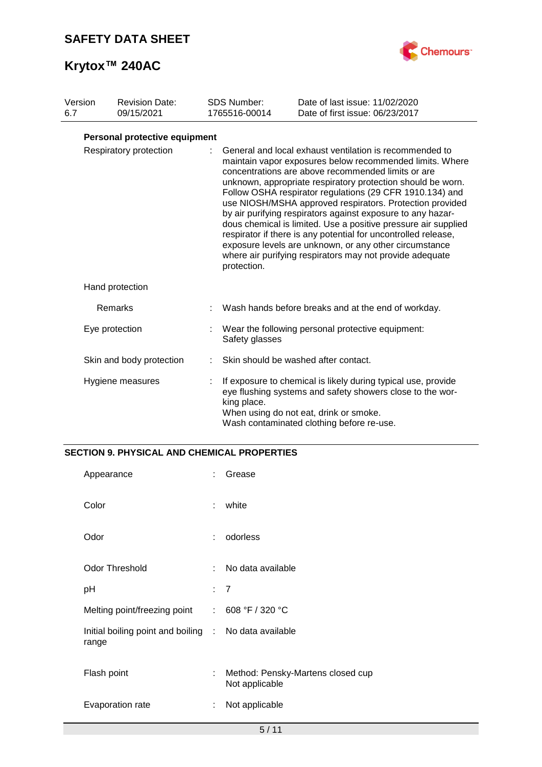**Personal protective equipment**

| | | |
|---|---|---|
| Respiratory protection | : | General and local exhaust ventilation is recommended to maintain vapor exposures below recommended limits. Where concentrations are above recommended limits or are unknown, appropriate respiratory protection should be worn. Follow OSHA respirator regulations (29 CFR 1910.134) and use NIOSH/MSHA approved respirators. Protection provided by air purifying respirators against exposure to any hazardous chemical is limited. Use a positive pressure air supplied respirator if there is any potential for uncontrolled release, exposure levels are unknown, or any other circumstance where air purifying respirators may not provide adequate protection. |
| Hand protection | | |
| Remarks | : | Wash hands before breaks and at the end of workday. |
| Eye protection | : | Wear the following personal protective equipment:<br>Safety glasses |
| Skin and body protection | : | Skin should be washed after contact. |
| Hygiene measures | : | If exposure to chemical is likely during typical use, provide eye flushing systems and safety showers close to the working place.<br>When using do not eat, drink or smoke.<br>Wash contaminated clothing before re-use. |

## SECTION 9. PHYSICAL AND CHEMICAL PROPERTIES

| | | |
|---|---|---|
| Appearance | : | Grease |
| Color | : | white |
| Odor | : | odorless |
| Odor Threshold | : | No data available |
| pH | : | 7 |
| Melting point/freezing point | : | 608 °F / 320 °C |
| Initial boiling point and boiling range | : | No data available |
| Flash point | : | Method: Pensky-Martens closed cup<br>Not applicable |
| Evaporation rate | : | Not applicable |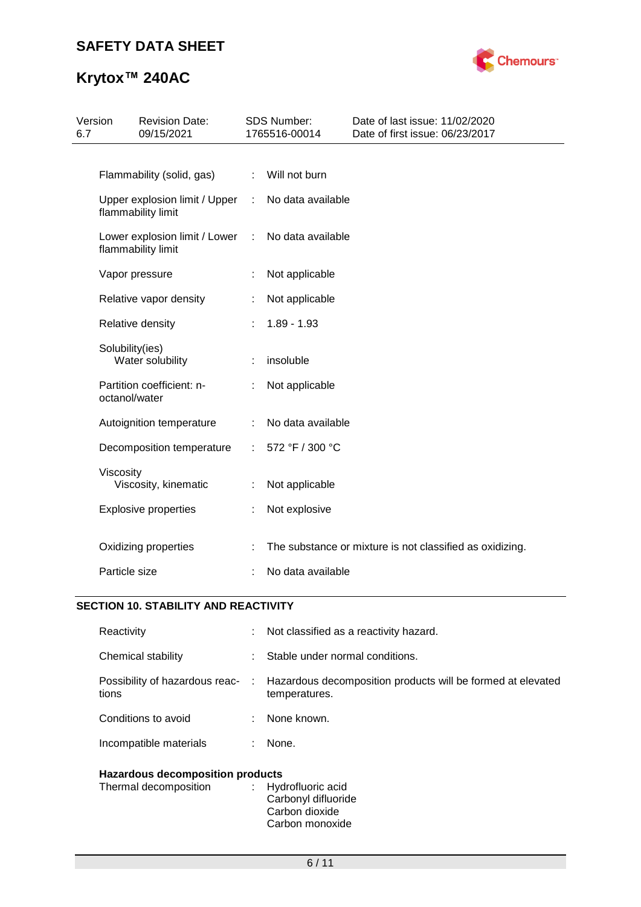| Property | | Value |
|---|---|---|
| Flammability (solid, gas) | : | Will not burn |
| Upper explosion limit / Upper flammability limit | : | No data available |
| Lower explosion limit / Lower flammability limit | : | No data available |
| Vapor pressure | : | Not applicable |
| Relative vapor density | : | Not applicable |
| Relative density | : | 1.89 - 1.93 |
| Solubility(ies) | | |
| Water solubility | : | insoluble |
| Partition coefficient: n-octanol/water | : | Not applicable |
| Autoignition temperature | : | No data available |
| Decomposition temperature | : | 572 °F / 300 °C |
| Viscosity | | |
| Viscosity, kinematic | : | Not applicable |
| Explosive properties | : | Not explosive |
| Oxidizing properties | : | The substance or mixture is not classified as oxidizing. |
| Particle size | : | No data available |

## SECTION 10. STABILITY AND REACTIVITY

| Property | | Value |
|---|---|---|
| Reactivity | : | Not classified as a reactivity hazard. |
| Chemical stability | : | Stable under normal conditions. |
| Possibility of hazardous reactions | : | Hazardous decomposition products will be formed at elevated temperatures. |
| Conditions to avoid | : | None known. |
| Incompatible materials | : | None. |

**Hazardous decomposition products**

Thermal decomposition : Hydrofluoric acid
Carbonyl difluoride
Carbon dioxide
Carbon monoxide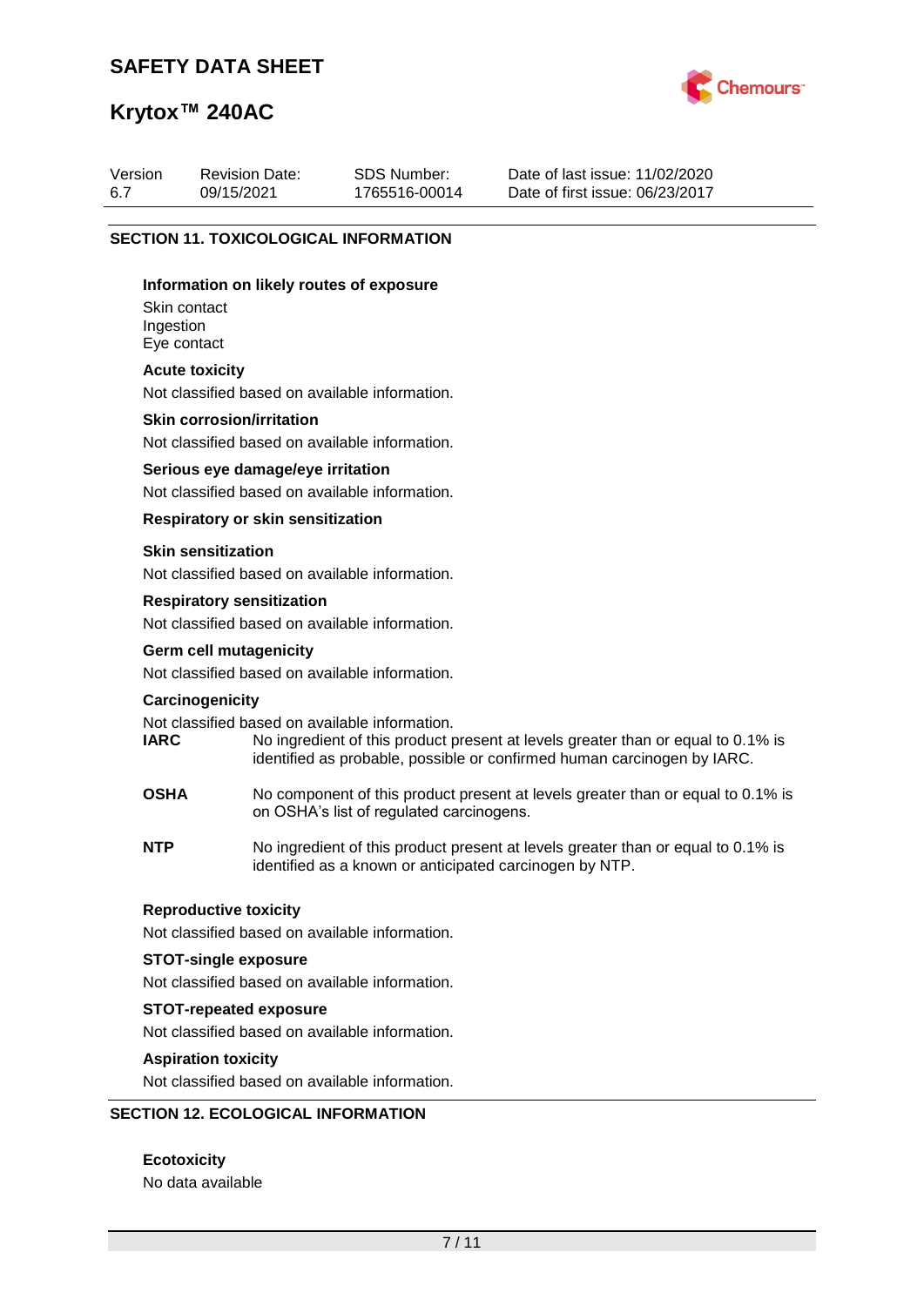## SECTION 11. TOXICOLOGICAL INFORMATION

**Information on likely routes of exposure**

Skin contact
Ingestion
Eye contact

**Acute toxicity**

Not classified based on available information.

**Skin corrosion/irritation**

Not classified based on available information.

**Serious eye damage/eye irritation**

Not classified based on available information.

**Respiratory or skin sensitization**

**Skin sensitization**

Not classified based on available information.

**Respiratory sensitization**

Not classified based on available information.

**Germ cell mutagenicity**

Not classified based on available information.

**Carcinogenicity**

Not classified based on available information.

**IARC** No ingredient of this product present at levels greater than or equal to 0.1% is identified as probable, possible or confirmed human carcinogen by IARC.

**OSHA** No component of this product present at levels greater than or equal to 0.1% is on OSHA's list of regulated carcinogens.

**NTP** No ingredient of this product present at levels greater than or equal to 0.1% is identified as a known or anticipated carcinogen by NTP.

**Reproductive toxicity**

Not classified based on available information.

**STOT-single exposure**

Not classified based on available information.

**STOT-repeated exposure**

Not classified based on available information.

**Aspiration toxicity**

Not classified based on available information.

## SECTION 12. ECOLOGICAL INFORMATION

**Ecotoxicity**

No data available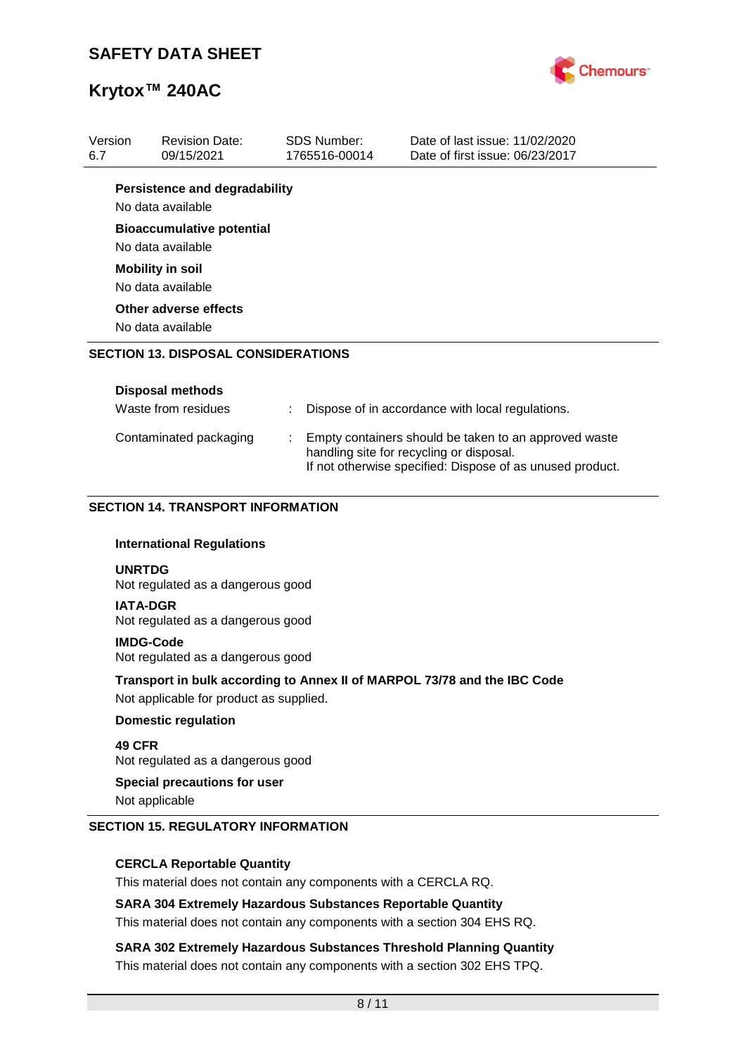**Persistence and degradability**

No data available

**Bioaccumulative potential**

No data available

**Mobility in soil**

No data available

**Other adverse effects**

No data available

## SECTION 13. DISPOSAL CONSIDERATIONS

**Disposal methods**

| | | |
|---|---|---|
| Waste from residues | : | Dispose of in accordance with local regulations. |
| Contaminated packaging | : | Empty containers should be taken to an approved waste handling site for recycling or disposal. If not otherwise specified: Dispose of as unused product. |

## SECTION 14. TRANSPORT INFORMATION

**International Regulations**

**UNRTDG**

Not regulated as a dangerous good

**IATA-DGR**

Not regulated as a dangerous good

**IMDG-Code**

Not regulated as a dangerous good

**Transport in bulk according to Annex II of MARPOL 73/78 and the IBC Code**

Not applicable for product as supplied.

**Domestic regulation**

**49 CFR**

Not regulated as a dangerous good

**Special precautions for user**

Not applicable

## SECTION 15. REGULATORY INFORMATION

**CERCLA Reportable Quantity**

This material does not contain any components with a CERCLA RQ.

**SARA 304 Extremely Hazardous Substances Reportable Quantity**

This material does not contain any components with a section 304 EHS RQ.

**SARA 302 Extremely Hazardous Substances Threshold Planning Quantity**

This material does not contain any components with a section 302 EHS TPQ.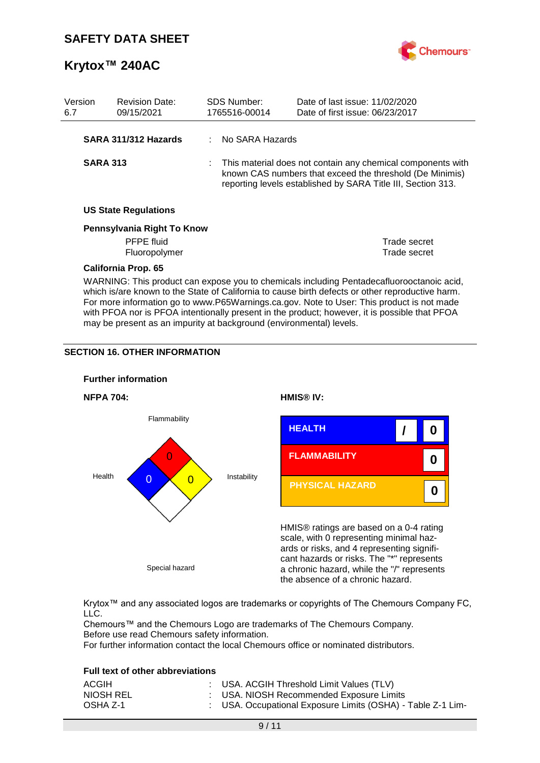| Version 6.7 | Revision Date: 09/15/2021 | SDS Number: 1765516-00014 | Date of last issue: 11/02/2020<br>Date of first issue: 06/23/2017 |
|---|---|---|---|

**SARA 311/312 Hazards** : No SARA Hazards

**SARA 313** : This material does not contain any chemical components with known CAS numbers that exceed the threshold (De Minimis) reporting levels established by SARA Title III, Section 313.

**US State Regulations**

**Pennsylvania Right To Know**

| | |
|---|---|
| PFPE fluid | Trade secret |
| Fluoropolymer | Trade secret |

**California Prop. 65**

WARNING: This product can expose you to chemicals including Pentadecafluorooctanoic acid, which is/are known to the State of California to cause birth defects or other reproductive harm. For more information go to www.P65Warnings.ca.gov. Note to User: This product is not made with PFOA nor is PFOA intentionally present in the product; however, it is possible that PFOA may be present as an impurity at background (environmental) levels.

## SECTION 16. OTHER INFORMATION

**Further information**

**NFPA 704:**

Flammability: 0
Health: 0
Instability: 0
Special hazard

**HMIS® IV:**

| | | |
|---|---|---|
| HEALTH | / | 0 |
| FLAMMABILITY | | 0 |
| PHYSICAL HAZARD | | 0 |

HMIS® ratings are based on a 0-4 rating scale, with 0 representing minimal hazards or risks, and 4 representing significant hazards or risks. The "*" represents a chronic hazard, while the "/" represents the absence of a chronic hazard.

Krytox™ and any associated logos are trademarks or copyrights of The Chemours Company FC, LLC.
Chemours™ and the Chemours Logo are trademarks of The Chemours Company.
Before use read Chemours safety information.
For further information contact the local Chemours office or nominated distributors.

**Full text of other abbreviations**

| | |
|---|---|
| ACGIH | : USA. ACGIH Threshold Limit Values (TLV) |
| NIOSH REL | : USA. NIOSH Recommended Exposure Limits |
| OSHA Z-1 | : USA. Occupational Exposure Limits (OSHA) - Table Z-1 Lim- |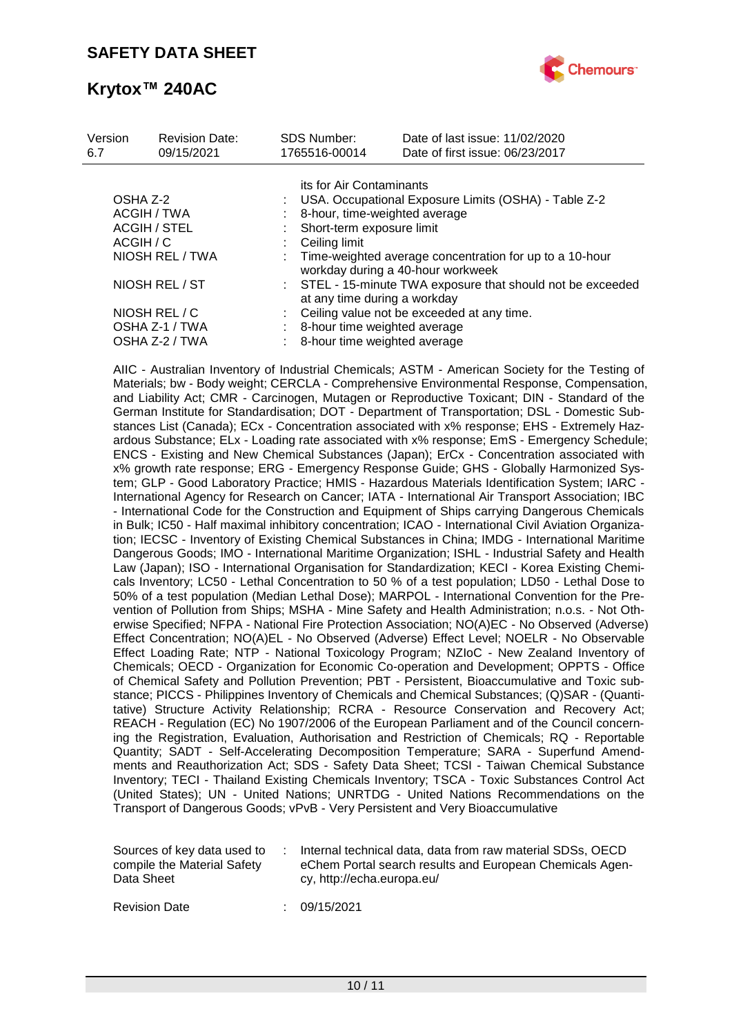| | | |
|---|---|---|
| | | its for Air Contaminants |
| OSHA Z-2 | : | USA. Occupational Exposure Limits (OSHA) - Table Z-2 |
| ACGIH / TWA | : | 8-hour, time-weighted average |
| ACGIH / STEL | : | Short-term exposure limit |
| ACGIH / C | : | Ceiling limit |
| NIOSH REL / TWA | : | Time-weighted average concentration for up to a 10-hour workday during a 40-hour workweek |
| NIOSH REL / ST | : | STEL - 15-minute TWA exposure that should not be exceeded at any time during a workday |
| NIOSH REL / C | : | Ceiling value not be exceeded at any time. |
| OSHA Z-1 / TWA | : | 8-hour time weighted average |
| OSHA Z-2 / TWA | : | 8-hour time weighted average |

AIIC - Australian Inventory of Industrial Chemicals; ASTM - American Society for the Testing of Materials; bw - Body weight; CERCLA - Comprehensive Environmental Response, Compensation, and Liability Act; CMR - Carcinogen, Mutagen or Reproductive Toxicant; DIN - Standard of the German Institute for Standardisation; DOT - Department of Transportation; DSL - Domestic Substances List (Canada); ECx - Concentration associated with x% response; EHS - Extremely Hazardous Substance; ELx - Loading rate associated with x% response; EmS - Emergency Schedule; ENCS - Existing and New Chemical Substances (Japan); ErCx - Concentration associated with x% growth rate response; ERG - Emergency Response Guide; GHS - Globally Harmonized System; GLP - Good Laboratory Practice; HMIS - Hazardous Materials Identification System; IARC - International Agency for Research on Cancer; IATA - International Air Transport Association; IBC - International Code for the Construction and Equipment of Ships carrying Dangerous Chemicals in Bulk; IC50 - Half maximal inhibitory concentration; ICAO - International Civil Aviation Organization; IECSC - Inventory of Existing Chemical Substances in China; IMDG - International Maritime Dangerous Goods; IMO - International Maritime Organization; ISHL - Industrial Safety and Health Law (Japan); ISO - International Organisation for Standardization; KECI - Korea Existing Chemicals Inventory; LC50 - Lethal Concentration to 50 % of a test population; LD50 - Lethal Dose to 50% of a test population (Median Lethal Dose); MARPOL - International Convention for the Prevention of Pollution from Ships; MSHA - Mine Safety and Health Administration; n.o.s. - Not Otherwise Specified; NFPA - National Fire Protection Association; NO(A)EC - No Observed (Adverse) Effect Concentration; NO(A)EL - No Observed (Adverse) Effect Level; NOELR - No Observable Effect Loading Rate; NTP - National Toxicology Program; NZIoC - New Zealand Inventory of Chemicals; OECD - Organization for Economic Co-operation and Development; OPPTS - Office of Chemical Safety and Pollution Prevention; PBT - Persistent, Bioaccumulative and Toxic substance; PICCS - Philippines Inventory of Chemicals and Chemical Substances; (Q)SAR - (Quantitative) Structure Activity Relationship; RCRA - Resource Conservation and Recovery Act; REACH - Regulation (EC) No 1907/2006 of the European Parliament and of the Council concerning the Registration, Evaluation, Authorisation and Restriction of Chemicals; RQ - Reportable Quantity; SADT - Self-Accelerating Decomposition Temperature; SARA - Superfund Amendments and Reauthorization Act; SDS - Safety Data Sheet; TCSI - Taiwan Chemical Substance Inventory; TECI - Thailand Existing Chemicals Inventory; TSCA - Toxic Substances Control Act (United States); UN - United Nations; UNRTDG - United Nations Recommendations on the Transport of Dangerous Goods; vPvB - Very Persistent and Very Bioaccumulative

| | | |
|---|---|---|
| Sources of key data used to compile the Material Safety Data Sheet | : | Internal technical data, data from raw material SDSs, OECD eChem Portal search results and European Chemicals Agency, http://echa.europa.eu/ |
| Revision Date | : | 09/15/2021 |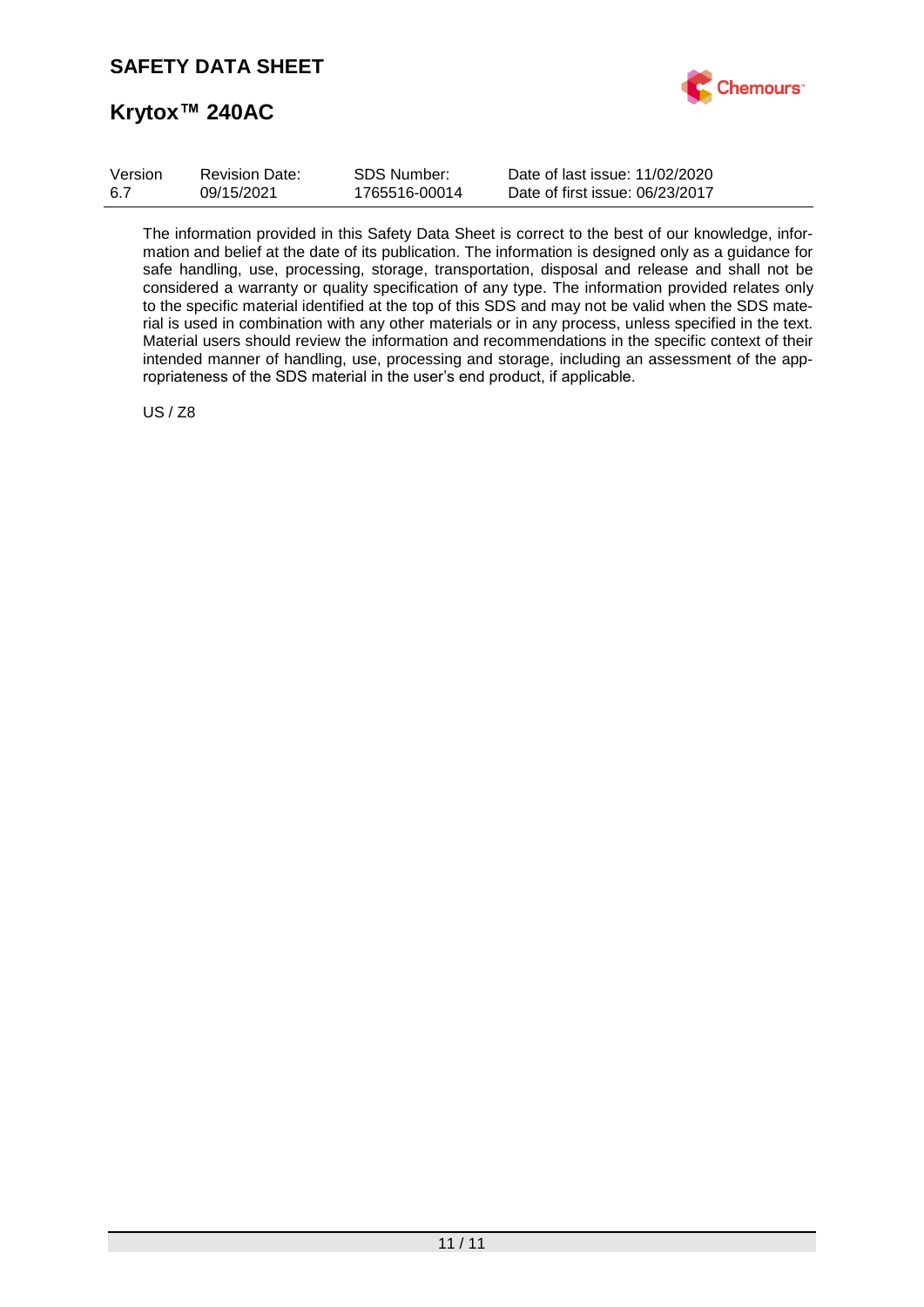The information provided in this Safety Data Sheet is correct to the best of our knowledge, information and belief at the date of its publication. The information is designed only as a guidance for safe handling, use, processing, storage, transportation, disposal and release and shall not be considered a warranty or quality specification of any type. The information provided relates only to the specific material identified at the top of this SDS and may not be valid when the SDS material is used in combination with any other materials or in any process, unless specified in the text. Material users should review the information and recommendations in the specific context of their intended manner of handling, use, processing and storage, including an assessment of the appropriateness of the SDS material in the user's end product, if applicable.

US / Z8